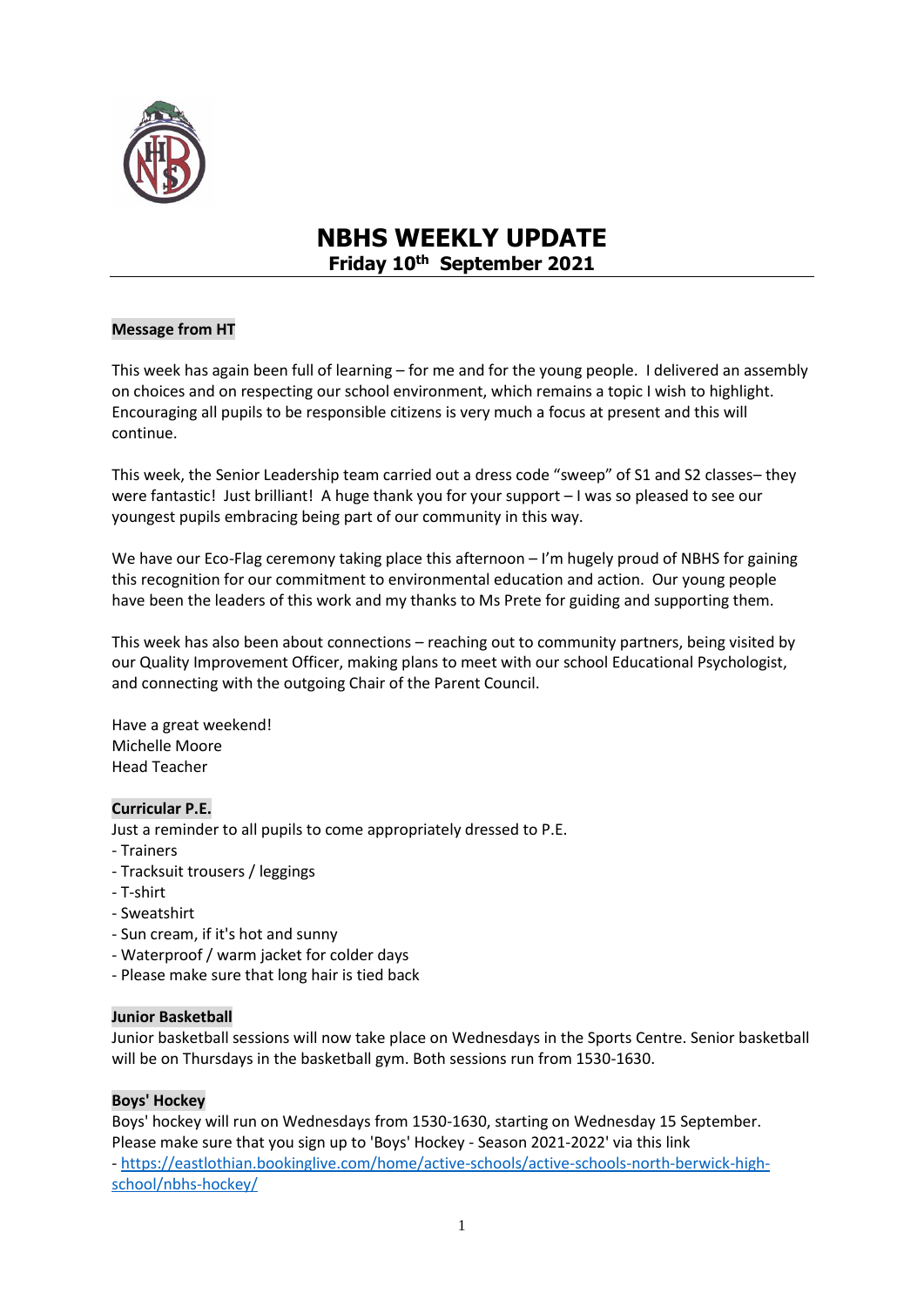# NBHS WEEKLY UPDATE

**Friday 10th September 2021**

**Message from HT**

This week has again been full of learning – for me and for the young people. I delivered an assembly on choices and on respecting our school environment, which remains a topic I wish to highlight. Encouraging all pupils to be responsible citizens is very much a focus at present and this will continue.

This week, the Senior Leadership team carried out a dress code "sweep" of S1 and S2 classes– they were fantastic! Just brilliant! A huge thank you for your support – I was so pleased to see our youngest pupils embracing being part of our community in this way.

We have our Eco-Flag ceremony taking place this afternoon – I'm hugely proud of NBHS for gaining this recognition for our commitment to environmental education and action. Our young people have been the leaders of this work and my thanks to Ms Prete for guiding and supporting them.

This week has also been about connections – reaching out to community partners, being visited by our Quality Improvement Officer, making plans to meet with our school Educational Psychologist, and connecting with the outgoing Chair of the Parent Council.

Have a great weekend!
Michelle Moore
Head Teacher

**Curricular P.E.**

Just a reminder to all pupils to come appropriately dressed to P.E.

- Trainers
- Tracksuit trousers / leggings
- T-shirt
- Sweatshirt
- Sun cream, if it's hot and sunny
- Waterproof / warm jacket for colder days
- Please make sure that long hair is tied back

**Junior Basketball**

Junior basketball sessions will now take place on Wednesdays in the Sports Centre. Senior basketball will be on Thursdays in the basketball gym. Both sessions run from 1530-1630.

**Boys' Hockey**

Boys' hockey will run on Wednesdays from 1530-1630, starting on Wednesday 15 September. Please make sure that you sign up to 'Boys' Hockey - Season 2021-2022' via this link
- https://eastlothian.bookinglive.com/home/active-schools/active-schools-north-berwick-high-school/nbhs-hockey/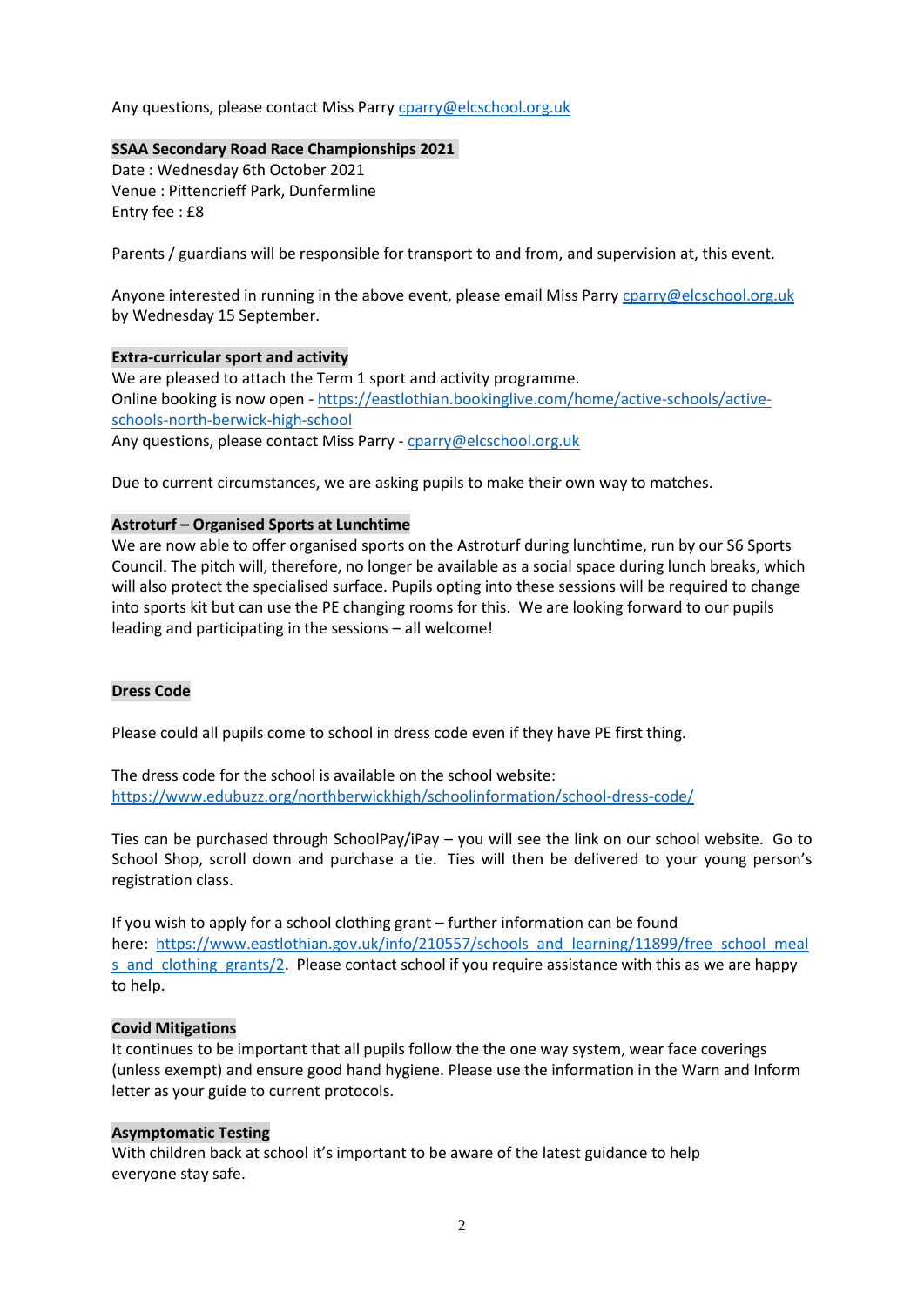Any questions, please contact Miss Parry cparry@elcschool.org.uk

**SSAA Secondary Road Race Championships 2021**

Date : Wednesday 6th October 2021
Venue : Pittencrieff Park, Dunfermline
Entry fee : £8

Parents / guardians will be responsible for transport to and from, and supervision at, this event.

Anyone interested in running in the above event, please email Miss Parry cparry@elcschool.org.uk by Wednesday 15 September.

**Extra-curricular sport and activity**

We are pleased to attach the Term 1 sport and activity programme.
Online booking is now open - https://eastlothian.bookinglive.com/home/active-schools/active-schools-north-berwick-high-school
Any questions, please contact Miss Parry - cparry@elcschool.org.uk

Due to current circumstances, we are asking pupils to make their own way to matches.

**Astroturf – Organised Sports at Lunchtime**

We are now able to offer organised sports on the Astroturf during lunchtime, run by our S6 Sports Council. The pitch will, therefore, no longer be available as a social space during lunch breaks, which will also protect the specialised surface. Pupils opting into these sessions will be required to change into sports kit but can use the PE changing rooms for this. We are looking forward to our pupils leading and participating in the sessions – all welcome!

**Dress Code**

Please could all pupils come to school in dress code even if they have PE first thing.

The dress code for the school is available on the school website: https://www.edubuzz.org/northberwickhigh/schoolinformation/school-dress-code/

Ties can be purchased through SchoolPay/iPay – you will see the link on our school website. Go to School Shop, scroll down and purchase a tie. Ties will then be delivered to your young person's registration class.

If you wish to apply for a school clothing grant – further information can be found here: https://www.eastlothian.gov.uk/info/210557/schools_and_learning/11899/free_school_meals_and_clothing_grants/2. Please contact school if you require assistance with this as we are happy to help.

**Covid Mitigations**

It continues to be important that all pupils follow the the one way system, wear face coverings (unless exempt) and ensure good hand hygiene. Please use the information in the Warn and Inform letter as your guide to current protocols.

**Asymptomatic Testing**

With children back at school it's important to be aware of the latest guidance to help everyone stay safe.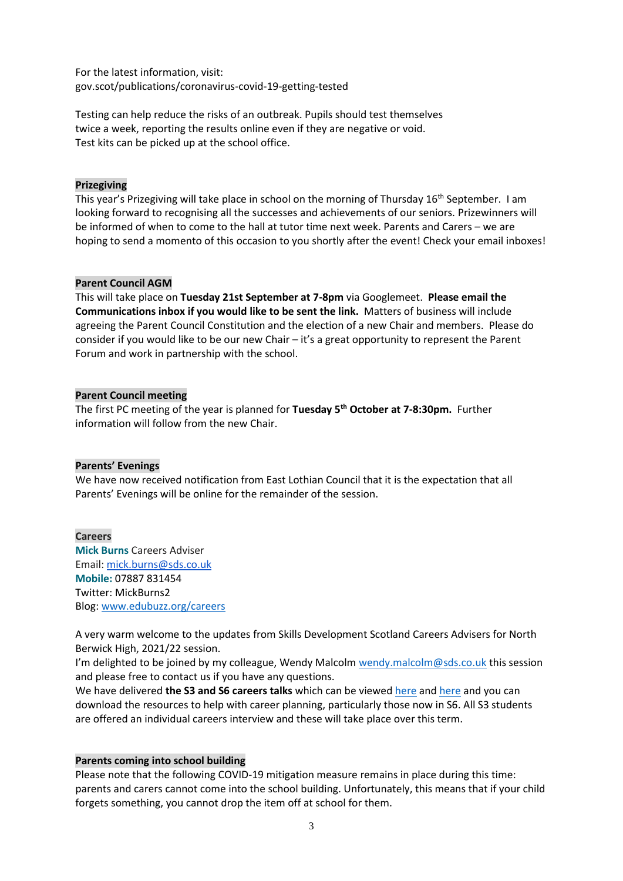For the latest information, visit:
gov.scot/publications/coronavirus-covid-19-getting-tested

Testing can help reduce the risks of an outbreak. Pupils should test themselves twice a week, reporting the results online even if they are negative or void.
Test kits can be picked up at the school office.

## Prizegiving

This year's Prizegiving will take place in school on the morning of Thursday 16th September. I am looking forward to recognising all the successes and achievements of our seniors. Prizewinners will be informed of when to come to the hall at tutor time next week. Parents and Carers – we are hoping to send a momento of this occasion to you shortly after the event! Check your email inboxes!

## Parent Council AGM

This will take place on **Tuesday 21st September at 7-8pm** via Googlemeet. **Please email the Communications inbox if you would like to be sent the link.** Matters of business will include agreeing the Parent Council Constitution and the election of a new Chair and members. Please do consider if you would like to be our new Chair – it's a great opportunity to represent the Parent Forum and work in partnership with the school.

## Parent Council meeting

The first PC meeting of the year is planned for **Tuesday 5th October at 7-8:30pm.** Further information will follow from the new Chair.

## Parents' Evenings

We have now received notification from East Lothian Council that it is the expectation that all Parents' Evenings will be online for the remainder of the session.

## Careers

**Mick Burns** Careers Adviser
Email: mick.burns@sds.co.uk
**Mobile:** 07887 831454
Twitter: MickBurns2
Blog: www.edubuzz.org/careers

A very warm welcome to the updates from Skills Development Scotland Careers Advisers for North Berwick High, 2021/22 session.
I'm delighted to be joined by my colleague, Wendy Malcolm wendy.malcolm@sds.co.uk this session and please free to contact us if you have any questions.
We have delivered **the S3 and S6 careers talks** which can be viewed here and here and you can download the resources to help with career planning, particularly those now in S6. All S3 students are offered an individual careers interview and these will take place over this term.

## Parents coming into school building

Please note that the following COVID-19 mitigation measure remains in place during this time: parents and carers cannot come into the school building. Unfortunately, this means that if your child forgets something, you cannot drop the item off at school for them.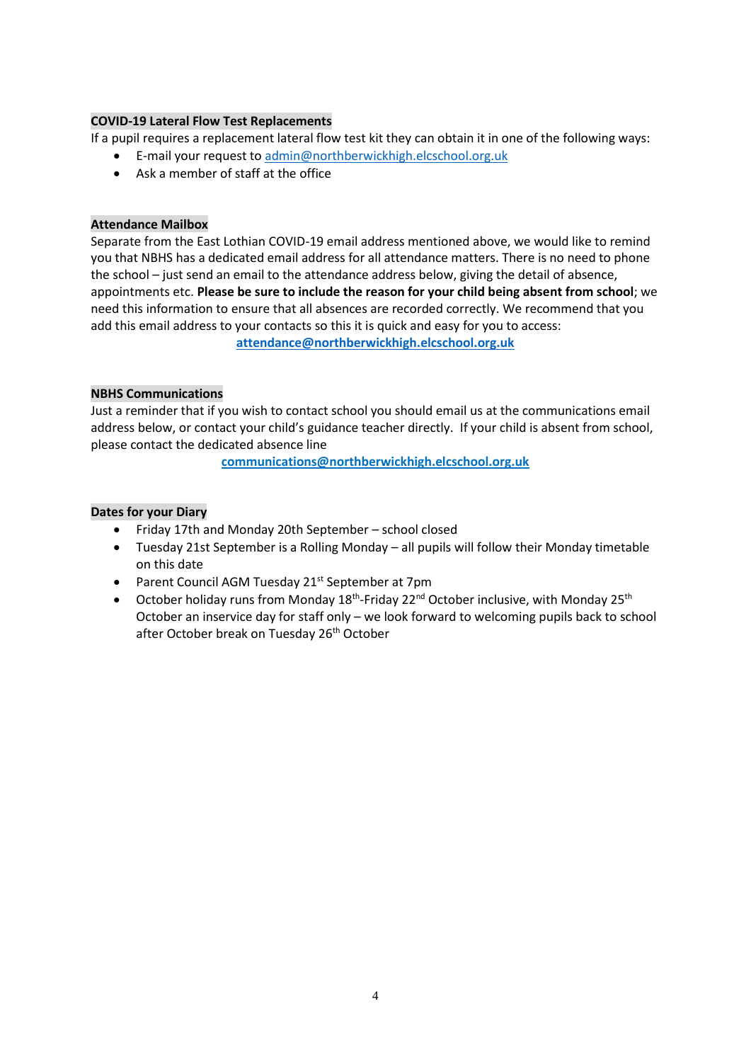**COVID-19 Lateral Flow Test Replacements**

If a pupil requires a replacement lateral flow test kit they can obtain it in one of the following ways:

- E-mail your request to admin@northberwickhigh.elcschool.org.uk
- Ask a member of staff at the office

**Attendance Mailbox**

Separate from the East Lothian COVID-19 email address mentioned above, we would like to remind you that NBHS has a dedicated email address for all attendance matters. There is no need to phone the school – just send an email to the attendance address below, giving the detail of absence, appointments etc. **Please be sure to include the reason for your child being absent from school**; we need this information to ensure that all absences are recorded correctly. We recommend that you add this email address to your contacts so this it is quick and easy for you to access:

**attendance@northberwickhigh.elcschool.org.uk**

**NBHS Communications**

Just a reminder that if you wish to contact school you should email us at the communications email address below, or contact your child's guidance teacher directly. If your child is absent from school, please contact the dedicated absence line

**communications@northberwickhigh.elcschool.org.uk**

**Dates for your Diary**

- Friday 17th and Monday 20th September – school closed
- Tuesday 21st September is a Rolling Monday – all pupils will follow their Monday timetable on this date
- Parent Council AGM Tuesday 21st September at 7pm
- October holiday runs from Monday 18th-Friday 22nd October inclusive, with Monday 25th October an inservice day for staff only – we look forward to welcoming pupils back to school after October break on Tuesday 26th October